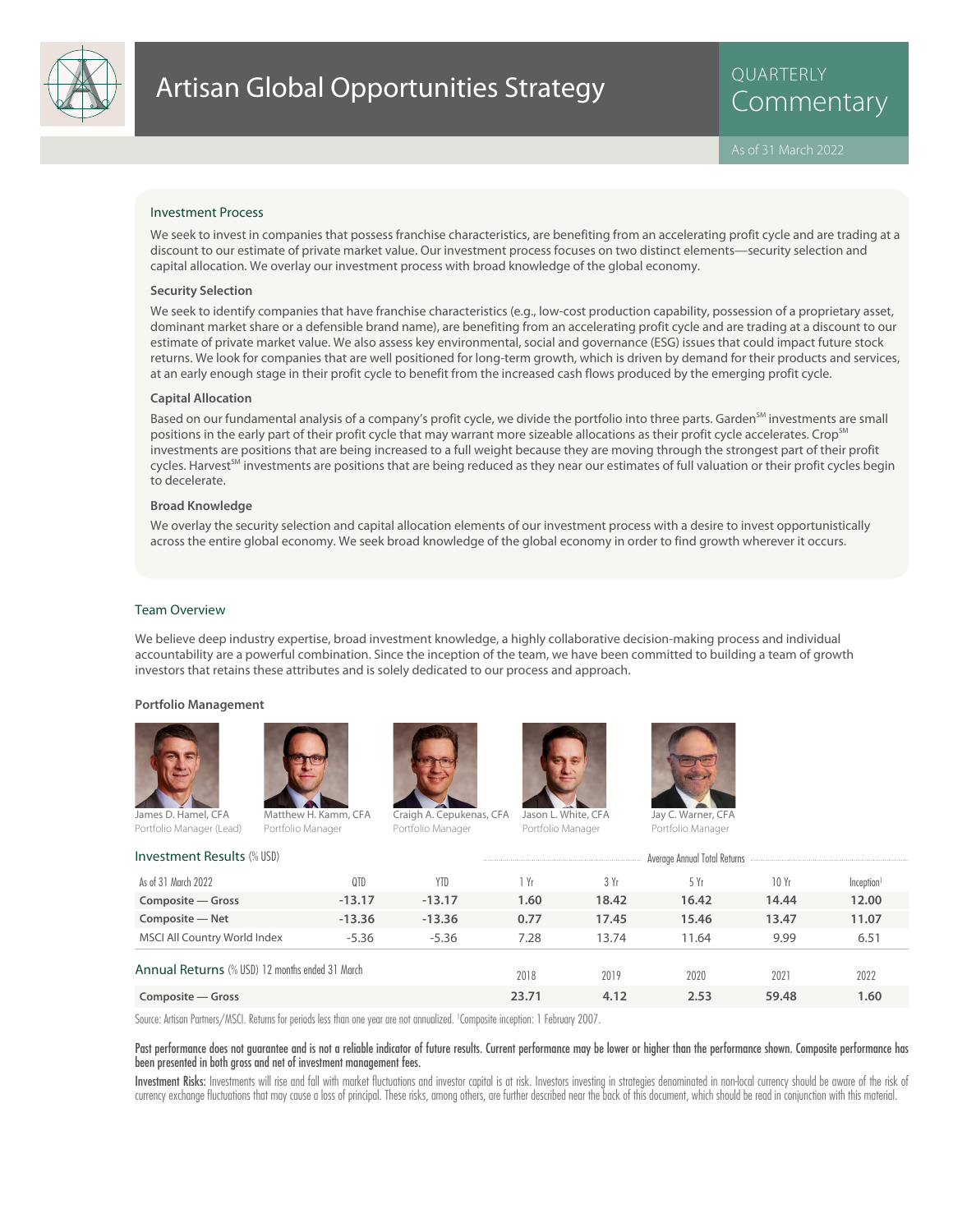# Artisan Global Opportunities Strategy

QUARTERLY Commentary

As of 31 March 2022

## Investment Process

We seek to invest in companies that possess franchise characteristics, are benefiting from an accelerating profit cycle and are trading at a discount to our estimate of private market value. Our investment process focuses on two distinct elements—security selection and capital allocation. We overlay our investment process with broad knowledge of the global economy.

### Security Selection

We seek to identify companies that have franchise characteristics (e.g., low-cost production capability, possession of a proprietary asset, dominant market share or a defensible brand name), are benefiting from an accelerating profit cycle and are trading at a discount to our estimate of private market value. We also assess key environmental, social and governance (ESG) issues that could impact future stock returns. We look for companies that are well positioned for long-term growth, which is driven by demand for their products and services, at an early enough stage in their profit cycle to benefit from the increased cash flows produced by the emerging profit cycle.

### Capital Allocation

Based on our fundamental analysis of a company's profit cycle, we divide the portfolio into three parts. Garden℠ investments are small positions in the early part of their profit cycle that may warrant more sizeable allocations as their profit cycle accelerates. Crop℠ investments are positions that are being increased to a full weight because they are moving through the strongest part of their profit cycles. Harvest℠ investments are positions that are being reduced as they near our estimates of full valuation or their profit cycles begin to decelerate.

### Broad Knowledge

We overlay the security selection and capital allocation elements of our investment process with a desire to invest opportunistically across the entire global economy. We seek broad knowledge of the global economy in order to find growth wherever it occurs.

## Team Overview

We believe deep industry expertise, broad investment knowledge, a highly collaborative decision-making process and individual accountability are a powerful combination. Since the inception of the team, we have been committed to building a team of growth investors that retains these attributes and is solely dedicated to our process and approach.

### Portfolio Management

James D. Hamel, CFA
Portfolio Manager (Lead)

Matthew H. Kamm, CFA
Portfolio Manager

Craigh A. Cepukenas, CFA
Portfolio Manager

Jason L. White, CFA
Portfolio Manager

Jay C. Warner, CFA
Portfolio Manager

## Investment Results (% USD)

| | | | Average Annual Total Returns | | | | |
|---|---|---|---|---|---|---|---|
| As of 31 March 2022 | QTD | YTD | 1 Yr | 3 Yr | 5 Yr | 10 Yr | Inception[1] |
| **Composite — Gross** | **-13.17** | **-13.17** | **1.60** | **18.42** | **16.42** | **14.44** | **12.00** |
| **Composite — Net** | **-13.36** | **-13.36** | **0.77** | **17.45** | **15.46** | **13.47** | **11.07** |
| MSCI All Country World Index | -5.36 | -5.36 | 7.28 | 13.74 | 11.64 | 9.99 | 6.51 |

## Annual Returns (% USD) 12 months ended 31 March

| | 2018 | 2019 | 2020 | 2021 | 2022 |
|---|---|---|---|---|---|
| **Composite — Gross** | **23.71** | **4.12** | **2.53** | **59.48** | **1.60** |

Source: Artisan Partners/MSCI. Returns for periods less than one year are not annualized. [1]Composite inception: 1 February 2007.

**Past performance does not guarantee and is not a reliable indicator of future results. Current performance may be lower or higher than the performance shown. Composite performance has been presented in both gross and net of investment management fees.**

**Investment Risks:** Investments will rise and fall with market fluctuations and investor capital is at risk. Investors investing in strategies denominated in non-local currency should be aware of the risk of currency exchange fluctuations that may cause a loss of principal. These risks, among others, are further described near the back of this document, which should be read in conjunction with this material.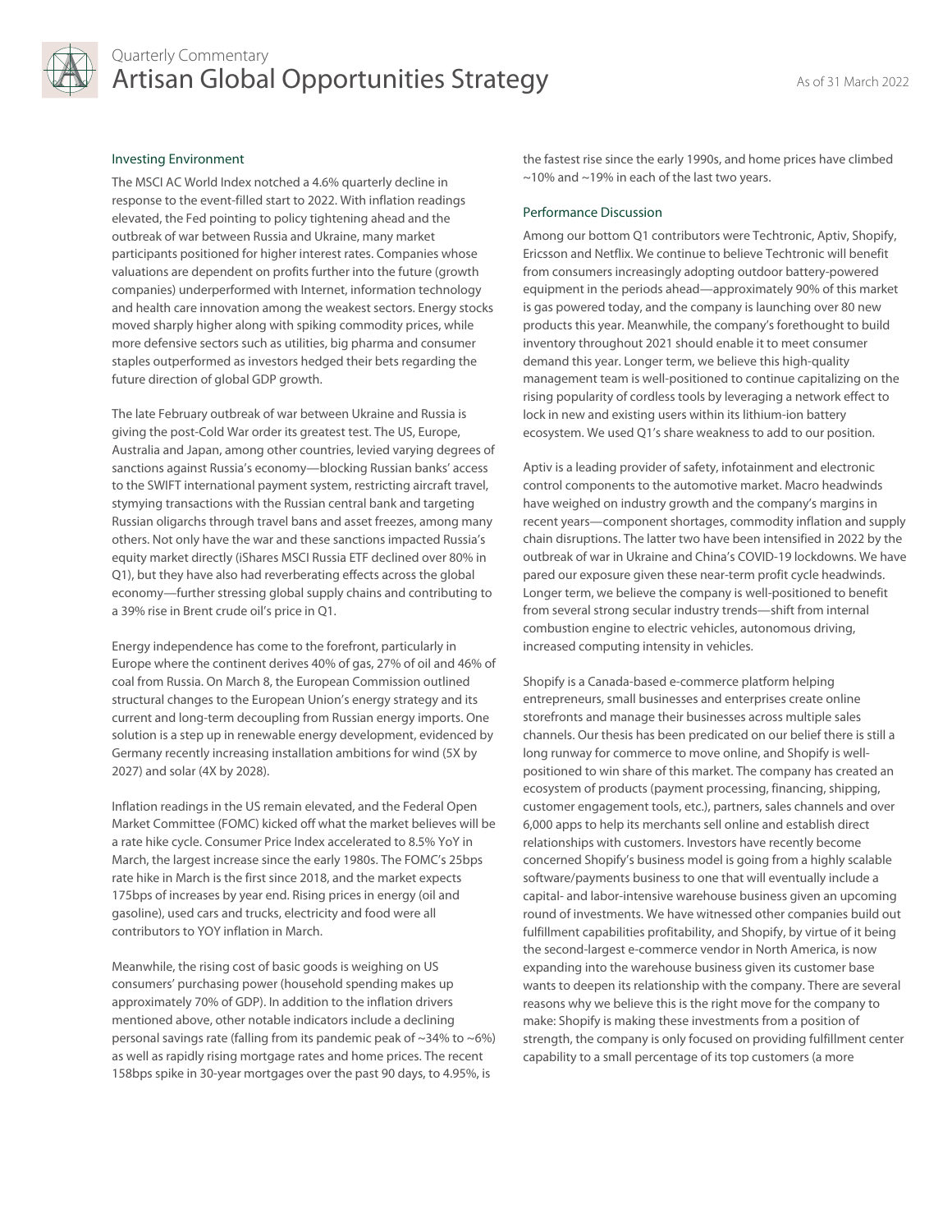## Investing Environment

The MSCI AC World Index notched a 4.6% quarterly decline in response to the event-filled start to 2022. With inflation readings elevated, the Fed pointing to policy tightening ahead and the outbreak of war between Russia and Ukraine, many market participants positioned for higher interest rates. Companies whose valuations are dependent on profits further into the future (growth companies) underperformed with Internet, information technology and health care innovation among the weakest sectors. Energy stocks moved sharply higher along with spiking commodity prices, while more defensive sectors such as utilities, big pharma and consumer staples outperformed as investors hedged their bets regarding the future direction of global GDP growth.

The late February outbreak of war between Ukraine and Russia is giving the post-Cold War order its greatest test. The US, Europe, Australia and Japan, among other countries, levied varying degrees of sanctions against Russia's economy—blocking Russian banks' access to the SWIFT international payment system, restricting aircraft travel, stymying transactions with the Russian central bank and targeting Russian oligarchs through travel bans and asset freezes, among many others. Not only have the war and these sanctions impacted Russia's equity market directly (iShares MSCI Russia ETF declined over 80% in Q1), but they have also had reverberating effects across the global economy—further stressing global supply chains and contributing to a 39% rise in Brent crude oil's price in Q1.

Energy independence has come to the forefront, particularly in Europe where the continent derives 40% of gas, 27% of oil and 46% of coal from Russia. On March 8, the European Commission outlined structural changes to the European Union's energy strategy and its current and long-term decoupling from Russian energy imports. One solution is a step up in renewable energy development, evidenced by Germany recently increasing installation ambitions for wind (5X by 2027) and solar (4X by 2028).

Inflation readings in the US remain elevated, and the Federal Open Market Committee (FOMC) kicked off what the market believes will be a rate hike cycle. Consumer Price Index accelerated to 8.5% YoY in March, the largest increase since the early 1980s. The FOMC's 25bps rate hike in March is the first since 2018, and the market expects 175bps of increases by year end. Rising prices in energy (oil and gasoline), used cars and trucks, electricity and food were all contributors to YOY inflation in March.

Meanwhile, the rising cost of basic goods is weighing on US consumers' purchasing power (household spending makes up approximately 70% of GDP). In addition to the inflation drivers mentioned above, other notable indicators include a declining personal savings rate (falling from its pandemic peak of ~34% to ~6%) as well as rapidly rising mortgage rates and home prices. The recent 158bps spike in 30-year mortgages over the past 90 days, to 4.95%, is the fastest rise since the early 1990s, and home prices have climbed ~10% and ~19% in each of the last two years.

## Performance Discussion

Among our bottom Q1 contributors were Techtronic, Aptiv, Shopify, Ericsson and Netflix. We continue to believe Techtronic will benefit from consumers increasingly adopting outdoor battery-powered equipment in the periods ahead—approximately 90% of this market is gas powered today, and the company is launching over 80 new products this year. Meanwhile, the company's forethought to build inventory throughout 2021 should enable it to meet consumer demand this year. Longer term, we believe this high-quality management team is well-positioned to continue capitalizing on the rising popularity of cordless tools by leveraging a network effect to lock in new and existing users within its lithium-ion battery ecosystem. We used Q1's share weakness to add to our position.

Aptiv is a leading provider of safety, infotainment and electronic control components to the automotive market. Macro headwinds have weighed on industry growth and the company's margins in recent years—component shortages, commodity inflation and supply chain disruptions. The latter two have been intensified in 2022 by the outbreak of war in Ukraine and China's COVID-19 lockdowns. We have pared our exposure given these near-term profit cycle headwinds. Longer term, we believe the company is well-positioned to benefit from several strong secular industry trends—shift from internal combustion engine to electric vehicles, autonomous driving, increased computing intensity in vehicles.

Shopify is a Canada-based e-commerce platform helping entrepreneurs, small businesses and enterprises create online storefronts and manage their businesses across multiple sales channels. Our thesis has been predicated on our belief there is still a long runway for commerce to move online, and Shopify is well-positioned to win share of this market. The company has created an ecosystem of products (payment processing, financing, shipping, customer engagement tools, etc.), partners, sales channels and over 6,000 apps to help its merchants sell online and establish direct relationships with customers. Investors have recently become concerned Shopify's business model is going from a highly scalable software/payments business to one that will eventually include a capital- and labor-intensive warehouse business given an upcoming round of investments. We have witnessed other companies build out fulfillment capabilities profitability, and Shopify, by virtue of it being the second-largest e-commerce vendor in North America, is now expanding into the warehouse business given its customer base wants to deepen its relationship with the company. There are several reasons why we believe this is the right move for the company to make: Shopify is making these investments from a position of strength, the company is only focused on providing fulfillment center capability to a small percentage of its top customers (a more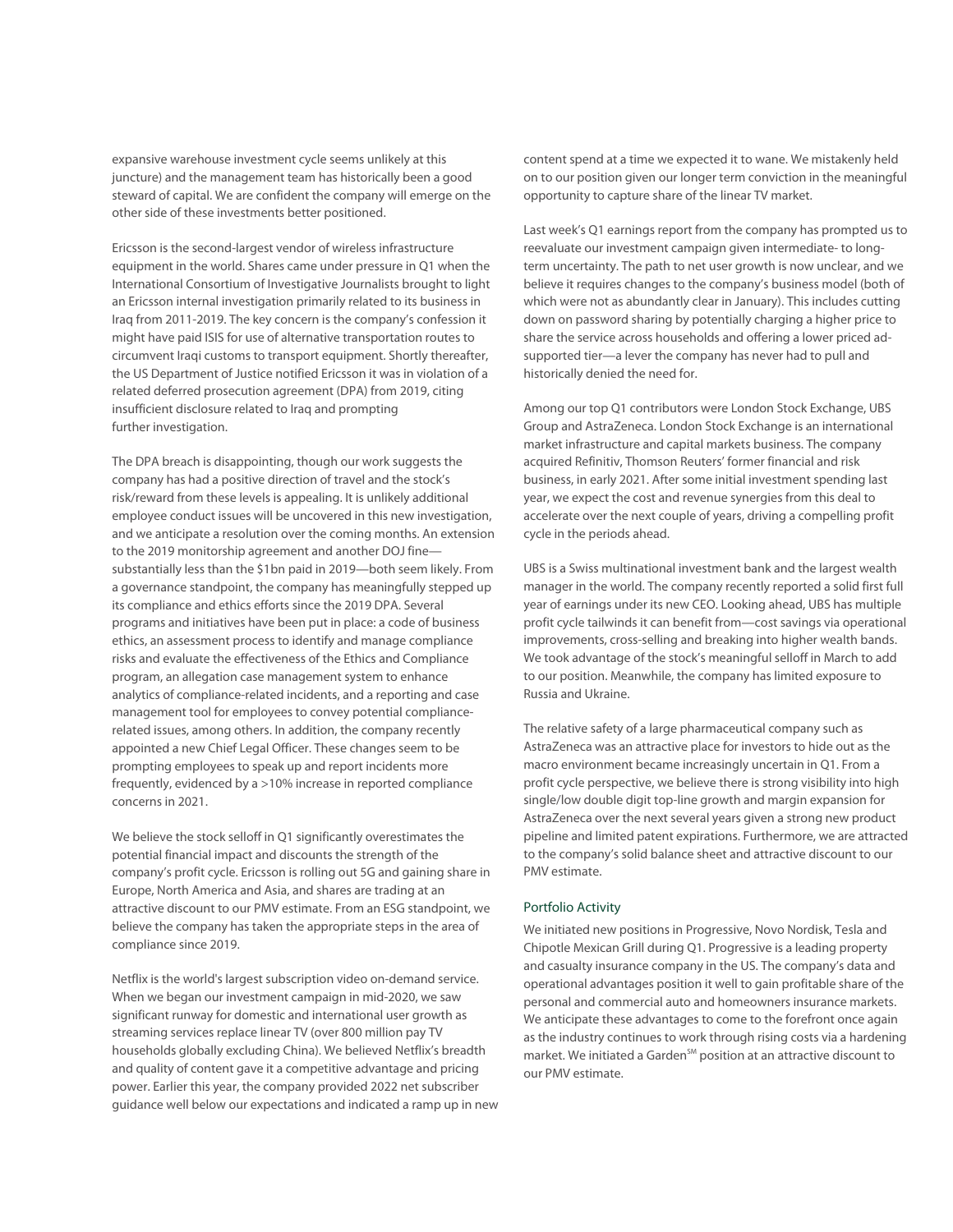expansive warehouse investment cycle seems unlikely at this juncture) and the management team has historically been a good steward of capital. We are confident the company will emerge on the other side of these investments better positioned.

Ericsson is the second-largest vendor of wireless infrastructure equipment in the world. Shares came under pressure in Q1 when the International Consortium of Investigative Journalists brought to light an Ericsson internal investigation primarily related to its business in Iraq from 2011-2019. The key concern is the company's confession it might have paid ISIS for use of alternative transportation routes to circumvent Iraqi customs to transport equipment. Shortly thereafter, the US Department of Justice notified Ericsson it was in violation of a related deferred prosecution agreement (DPA) from 2019, citing insufficient disclosure related to Iraq and prompting further investigation.

The DPA breach is disappointing, though our work suggests the company has had a positive direction of travel and the stock's risk/reward from these levels is appealing. It is unlikely additional employee conduct issues will be uncovered in this new investigation, and we anticipate a resolution over the coming months. An extension to the 2019 monitorship agreement and another DOJ fine—substantially less than the $1bn paid in 2019—both seem likely. From a governance standpoint, the company has meaningfully stepped up its compliance and ethics efforts since the 2019 DPA. Several programs and initiatives have been put in place: a code of business ethics, an assessment process to identify and manage compliance risks and evaluate the effectiveness of the Ethics and Compliance program, an allegation case management system to enhance analytics of compliance-related incidents, and a reporting and case management tool for employees to convey potential compliance-related issues, among others. In addition, the company recently appointed a new Chief Legal Officer. These changes seem to be prompting employees to speak up and report incidents more frequently, evidenced by a >10% increase in reported compliance concerns in 2021.

We believe the stock selloff in Q1 significantly overestimates the potential financial impact and discounts the strength of the company's profit cycle. Ericsson is rolling out 5G and gaining share in Europe, North America and Asia, and shares are trading at an attractive discount to our PMV estimate. From an ESG standpoint, we believe the company has taken the appropriate steps in the area of compliance since 2019.

Netflix is the world's largest subscription video on-demand service. When we began our investment campaign in mid-2020, we saw significant runway for domestic and international user growth as streaming services replace linear TV (over 800 million pay TV households globally excluding China). We believed Netflix's breadth and quality of content gave it a competitive advantage and pricing power. Earlier this year, the company provided 2022 net subscriber guidance well below our expectations and indicated a ramp up in new content spend at a time we expected it to wane. We mistakenly held on to our position given our longer term conviction in the meaningful opportunity to capture share of the linear TV market.

Last week's Q1 earnings report from the company has prompted us to reevaluate our investment campaign given intermediate- to long-term uncertainty. The path to net user growth is now unclear, and we believe it requires changes to the company's business model (both of which were not as abundantly clear in January). This includes cutting down on password sharing by potentially charging a higher price to share the service across households and offering a lower priced ad-supported tier—a lever the company has never had to pull and historically denied the need for.

Among our top Q1 contributors were London Stock Exchange, UBS Group and AstraZeneca. London Stock Exchange is an international market infrastructure and capital markets business. The company acquired Refinitiv, Thomson Reuters' former financial and risk business, in early 2021. After some initial investment spending last year, we expect the cost and revenue synergies from this deal to accelerate over the next couple of years, driving a compelling profit cycle in the periods ahead.

UBS is a Swiss multinational investment bank and the largest wealth manager in the world. The company recently reported a solid first full year of earnings under its new CEO. Looking ahead, UBS has multiple profit cycle tailwinds it can benefit from—cost savings via operational improvements, cross-selling and breaking into higher wealth bands. We took advantage of the stock's meaningful selloff in March to add to our position. Meanwhile, the company has limited exposure to Russia and Ukraine.

The relative safety of a large pharmaceutical company such as AstraZeneca was an attractive place for investors to hide out as the macro environment became increasingly uncertain in Q1. From a profit cycle perspective, we believe there is strong visibility into high single/low double digit top-line growth and margin expansion for AstraZeneca over the next several years given a strong new product pipeline and limited patent expirations. Furthermore, we are attracted to the company's solid balance sheet and attractive discount to our PMV estimate.

## Portfolio Activity

We initiated new positions in Progressive, Novo Nordisk, Tesla and Chipotle Mexican Grill during Q1. Progressive is a leading property and casualty insurance company in the US. The company's data and operational advantages position it well to gain profitable share of the personal and commercial auto and homeowners insurance markets. We anticipate these advantages to come to the forefront once again as the industry continues to work through rising costs via a hardening market. We initiated a Garden℠ position at an attractive discount to our PMV estimate.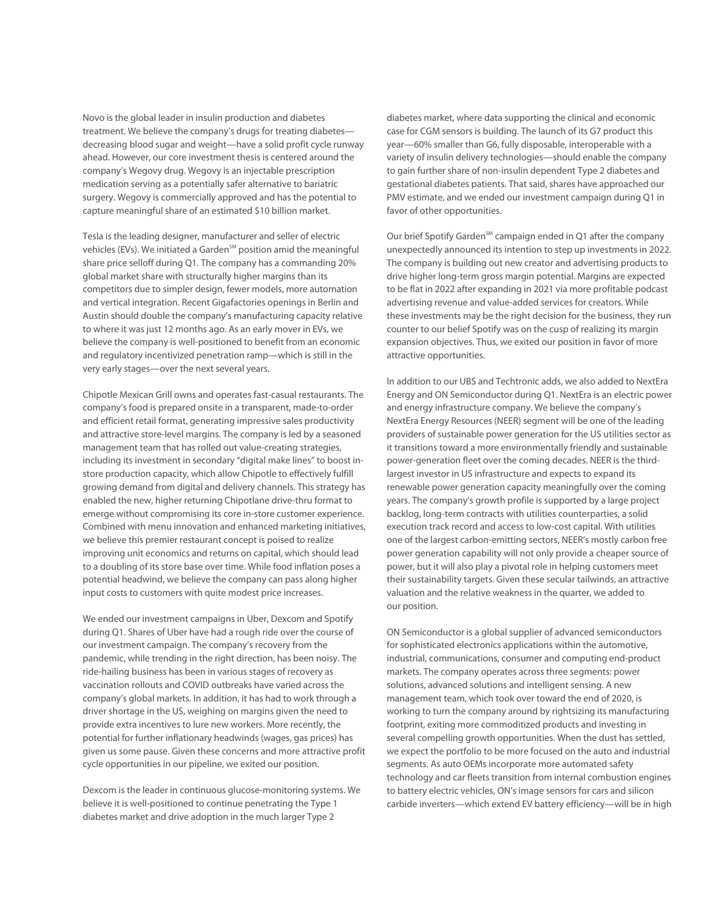Novo is the global leader in insulin production and diabetes treatment. We believe the company's drugs for treating diabetes—decreasing blood sugar and weight—have a solid profit cycle runway ahead. However, our core investment thesis is centered around the company's Wegovy drug. Wegovy is an injectable prescription medication serving as a potentially safer alternative to bariatric surgery. Wegovy is commercially approved and has the potential to capture meaningful share of an estimated $10 billion market.

Tesla is the leading designer, manufacturer and seller of electric vehicles (EVs). We initiated a Garden℠ position amid the meaningful share price selloff during Q1. The company has a commanding 20% global market share with structurally higher margins than its competitors due to simpler design, fewer models, more automation and vertical integration. Recent Gigafactories openings in Berlin and Austin should double the company's manufacturing capacity relative to where it was just 12 months ago. As an early mover in EVs, we believe the company is well-positioned to benefit from an economic and regulatory incentivized penetration ramp—which is still in the very early stages—over the next several years.

Chipotle Mexican Grill owns and operates fast-casual restaurants. The company's food is prepared onsite in a transparent, made-to-order and efficient retail format, generating impressive sales productivity and attractive store-level margins. The company is led by a seasoned management team that has rolled out value-creating strategies, including its investment in secondary "digital make lines" to boost in-store production capacity, which allow Chipotle to effectively fulfill growing demand from digital and delivery channels. This strategy has enabled the new, higher returning Chipotlane drive-thru format to emerge without compromising its core in-store customer experience. Combined with menu innovation and enhanced marketing initiatives, we believe this premier restaurant concept is poised to realize improving unit economics and returns on capital, which should lead to a doubling of its store base over time. While food inflation poses a potential headwind, we believe the company can pass along higher input costs to customers with quite modest price increases.

We ended our investment campaigns in Uber, Dexcom and Spotify during Q1. Shares of Uber have had a rough ride over the course of our investment campaign. The company's recovery from the pandemic, while trending in the right direction, has been noisy. The ride-hailing business has been in various stages of recovery as vaccination rollouts and COVID outbreaks have varied across the company's global markets. In addition, it has had to work through a driver shortage in the US, weighing on margins given the need to provide extra incentives to lure new workers. More recently, the potential for further inflationary headwinds (wages, gas prices) has given us some pause. Given these concerns and more attractive profit cycle opportunities in our pipeline, we exited our position.

Dexcom is the leader in continuous glucose-monitoring systems. We believe it is well-positioned to continue penetrating the Type 1 diabetes market and drive adoption in the much larger Type 2 diabetes market, where data supporting the clinical and economic case for CGM sensors is building. The launch of its G7 product this year—60% smaller than G6, fully disposable, interoperable with a variety of insulin delivery technologies—should enable the company to gain further share of non-insulin dependent Type 2 diabetes and gestational diabetes patients. That said, shares have approached our PMV estimate, and we ended our investment campaign during Q1 in favor of other opportunities.

Our brief Spotify Garden℠ campaign ended in Q1 after the company unexpectedly announced its intention to step up investments in 2022. The company is building out new creator and advertising products to drive higher long-term gross margin potential. Margins are expected to be flat in 2022 after expanding in 2021 via more profitable podcast advertising revenue and value-added services for creators. While these investments may be the right decision for the business, they run counter to our belief Spotify was on the cusp of realizing its margin expansion objectives. Thus, we exited our position in favor of more attractive opportunities.

In addition to our UBS and Techtronic adds, we also added to NextEra Energy and ON Semiconductor during Q1. NextEra is an electric power and energy infrastructure company. We believe the company's NextEra Energy Resources (NEER) segment will be one of the leading providers of sustainable power generation for the US utilities sector as it transitions toward a more environmentally friendly and sustainable power-generation fleet over the coming decades. NEER is the third-largest investor in US infrastructure and expects to expand its renewable power generation capacity meaningfully over the coming years. The company's growth profile is supported by a large project backlog, long-term contracts with utilities counterparties, a solid execution track record and access to low-cost capital. With utilities one of the largest carbon-emitting sectors, NEER's mostly carbon free power generation capability will not only provide a cheaper source of power, but it will also play a pivotal role in helping customers meet their sustainability targets. Given these secular tailwinds, an attractive valuation and the relative weakness in the quarter, we added to our position.

ON Semiconductor is a global supplier of advanced semiconductors for sophisticated electronics applications within the automotive, industrial, communications, consumer and computing end-product markets. The company operates across three segments: power solutions, advanced solutions and intelligent sensing. A new management team, which took over toward the end of 2020, is working to turn the company around by rightsizing its manufacturing footprint, exiting more commoditized products and investing in several compelling growth opportunities. When the dust has settled, we expect the portfolio to be more focused on the auto and industrial segments. As auto OEMs incorporate more automated safety technology and car fleets transition from internal combustion engines to battery electric vehicles, ON's image sensors for cars and silicon carbide inverters—which extend EV battery efficiency—will be in high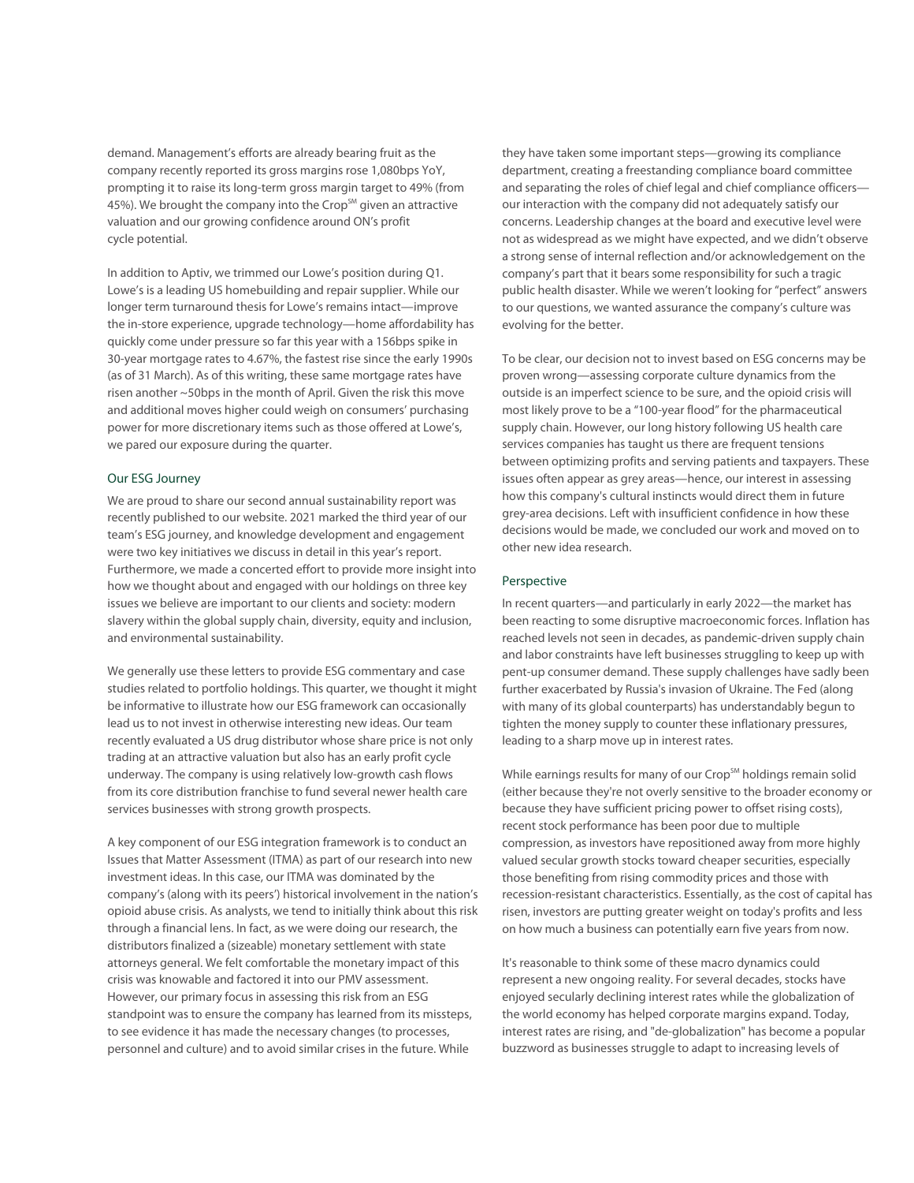demand. Management's efforts are already bearing fruit as the company recently reported its gross margins rose 1,080bps YoY, prompting it to raise its long-term gross margin target to 49% (from 45%). We brought the company into the Crop℠ given an attractive valuation and our growing confidence around ON's profit cycle potential.

In addition to Aptiv, we trimmed our Lowe's position during Q1. Lowe's is a leading US homebuilding and repair supplier. While our longer term turnaround thesis for Lowe's remains intact—improve the in-store experience, upgrade technology—home affordability has quickly come under pressure so far this year with a 156bps spike in 30-year mortgage rates to 4.67%, the fastest rise since the early 1990s (as of 31 March). As of this writing, these same mortgage rates have risen another ~50bps in the month of April. Given the risk this move and additional moves higher could weigh on consumers' purchasing power for more discretionary items such as those offered at Lowe's, we pared our exposure during the quarter.

## Our ESG Journey

We are proud to share our second annual sustainability report was recently published to our website. 2021 marked the third year of our team's ESG journey, and knowledge development and engagement were two key initiatives we discuss in detail in this year's report. Furthermore, we made a concerted effort to provide more insight into how we thought about and engaged with our holdings on three key issues we believe are important to our clients and society: modern slavery within the global supply chain, diversity, equity and inclusion, and environmental sustainability.

We generally use these letters to provide ESG commentary and case studies related to portfolio holdings. This quarter, we thought it might be informative to illustrate how our ESG framework can occasionally lead us to not invest in otherwise interesting new ideas. Our team recently evaluated a US drug distributor whose share price is not only trading at an attractive valuation but also has an early profit cycle underway. The company is using relatively low-growth cash flows from its core distribution franchise to fund several newer health care services businesses with strong growth prospects.

A key component of our ESG integration framework is to conduct an Issues that Matter Assessment (ITMA) as part of our research into new investment ideas. In this case, our ITMA was dominated by the company's (along with its peers') historical involvement in the nation's opioid abuse crisis. As analysts, we tend to initially think about this risk through a financial lens. In fact, as we were doing our research, the distributors finalized a (sizeable) monetary settlement with state attorneys general. We felt comfortable the monetary impact of this crisis was knowable and factored it into our PMV assessment. However, our primary focus in assessing this risk from an ESG standpoint was to ensure the company has learned from its missteps, to see evidence it has made the necessary changes (to processes, personnel and culture) and to avoid similar crises in the future. While they have taken some important steps—growing its compliance department, creating a freestanding compliance board committee and separating the roles of chief legal and chief compliance officers—our interaction with the company did not adequately satisfy our concerns. Leadership changes at the board and executive level were not as widespread as we might have expected, and we didn't observe a strong sense of internal reflection and/or acknowledgement on the company's part that it bears some responsibility for such a tragic public health disaster. While we weren't looking for "perfect" answers to our questions, we wanted assurance the company's culture was evolving for the better.

To be clear, our decision not to invest based on ESG concerns may be proven wrong—assessing corporate culture dynamics from the outside is an imperfect science to be sure, and the opioid crisis will most likely prove to be a "100-year flood" for the pharmaceutical supply chain. However, our long history following US health care services companies has taught us there are frequent tensions between optimizing profits and serving patients and taxpayers. These issues often appear as grey areas—hence, our interest in assessing how this company's cultural instincts would direct them in future grey-area decisions. Left with insufficient confidence in how these decisions would be made, we concluded our work and moved on to other new idea research.

## Perspective

In recent quarters—and particularly in early 2022—the market has been reacting to some disruptive macroeconomic forces. Inflation has reached levels not seen in decades, as pandemic-driven supply chain and labor constraints have left businesses struggling to keep up with pent-up consumer demand. These supply challenges have sadly been further exacerbated by Russia's invasion of Ukraine. The Fed (along with many of its global counterparts) has understandably begun to tighten the money supply to counter these inflationary pressures, leading to a sharp move up in interest rates.

While earnings results for many of our Crop℠ holdings remain solid (either because they're not overly sensitive to the broader economy or because they have sufficient pricing power to offset rising costs), recent stock performance has been poor due to multiple compression, as investors have repositioned away from more highly valued secular growth stocks toward cheaper securities, especially those benefiting from rising commodity prices and those with recession-resistant characteristics. Essentially, as the cost of capital has risen, investors are putting greater weight on today's profits and less on how much a business can potentially earn five years from now.

It's reasonable to think some of these macro dynamics could represent a new ongoing reality. For several decades, stocks have enjoyed secularly declining interest rates while the globalization of the world economy has helped corporate margins expand. Today, interest rates are rising, and "de-globalization" has become a popular buzzword as businesses struggle to adapt to increasing levels of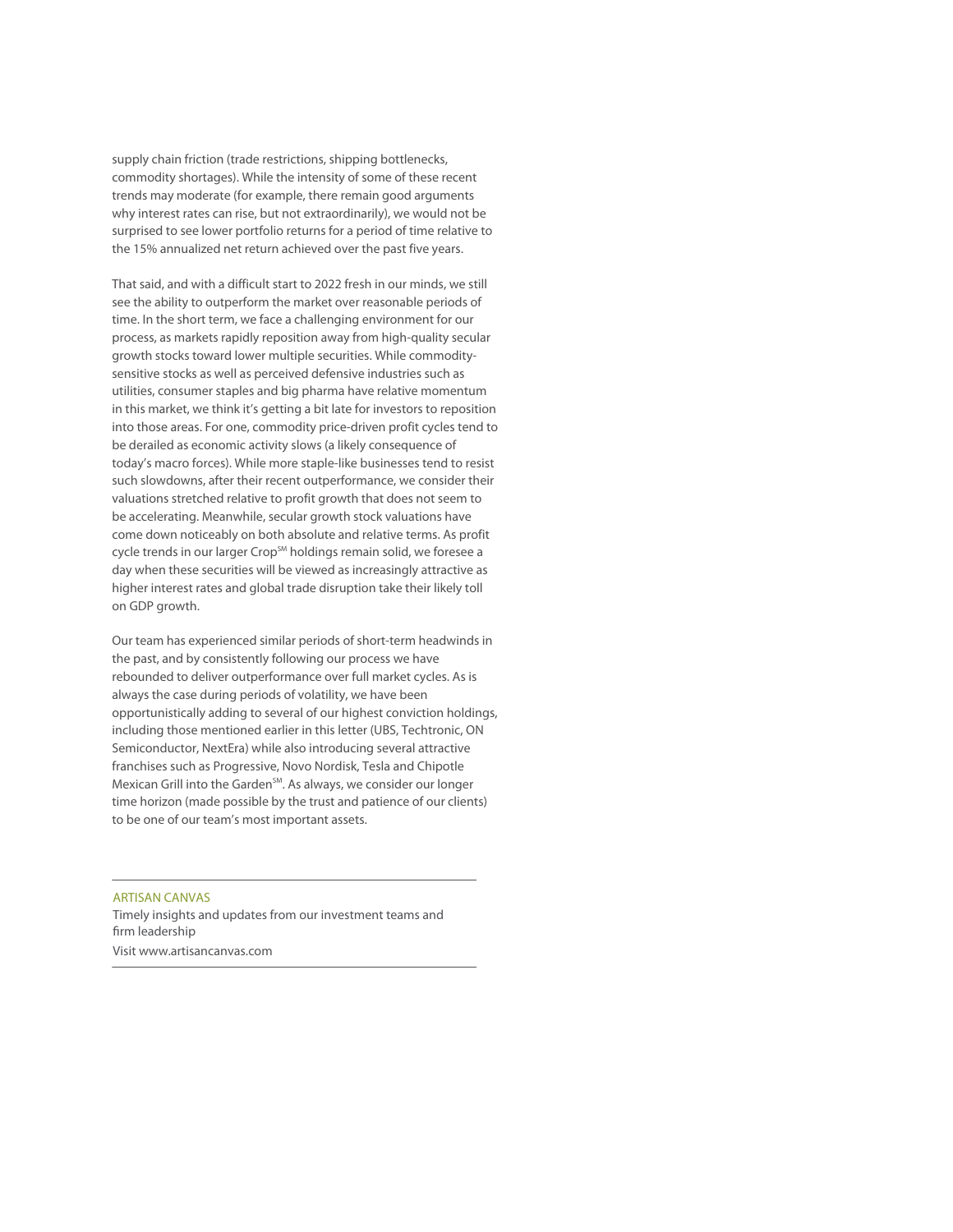supply chain friction (trade restrictions, shipping bottlenecks, commodity shortages). While the intensity of some of these recent trends may moderate (for example, there remain good arguments why interest rates can rise, but not extraordinarily), we would not be surprised to see lower portfolio returns for a period of time relative to the 15% annualized net return achieved over the past five years.

That said, and with a difficult start to 2022 fresh in our minds, we still see the ability to outperform the market over reasonable periods of time. In the short term, we face a challenging environment for our process, as markets rapidly reposition away from high-quality secular growth stocks toward lower multiple securities. While commodity-sensitive stocks as well as perceived defensive industries such as utilities, consumer staples and big pharma have relative momentum in this market, we think it's getting a bit late for investors to reposition into those areas. For one, commodity price-driven profit cycles tend to be derailed as economic activity slows (a likely consequence of today's macro forces). While more staple-like businesses tend to resist such slowdowns, after their recent outperformance, we consider their valuations stretched relative to profit growth that does not seem to be accelerating. Meanwhile, secular growth stock valuations have come down noticeably on both absolute and relative terms. As profit cycle trends in our larger Crop℠ holdings remain solid, we foresee a day when these securities will be viewed as increasingly attractive as higher interest rates and global trade disruption take their likely toll on GDP growth.

Our team has experienced similar periods of short-term headwinds in the past, and by consistently following our process we have rebounded to deliver outperformance over full market cycles. As is always the case during periods of volatility, we have been opportunistically adding to several of our highest conviction holdings, including those mentioned earlier in this letter (UBS, Techtronic, ON Semiconductor, NextEra) while also introducing several attractive franchises such as Progressive, Novo Nordisk, Tesla and Chipotle Mexican Grill into the Garden℠. As always, we consider our longer time horizon (made possible by the trust and patience of our clients) to be one of our team's most important assets.

---

ARTISAN CANVAS

Timely insights and updates from our investment teams and firm leadership

Visit www.artisancanvas.com

---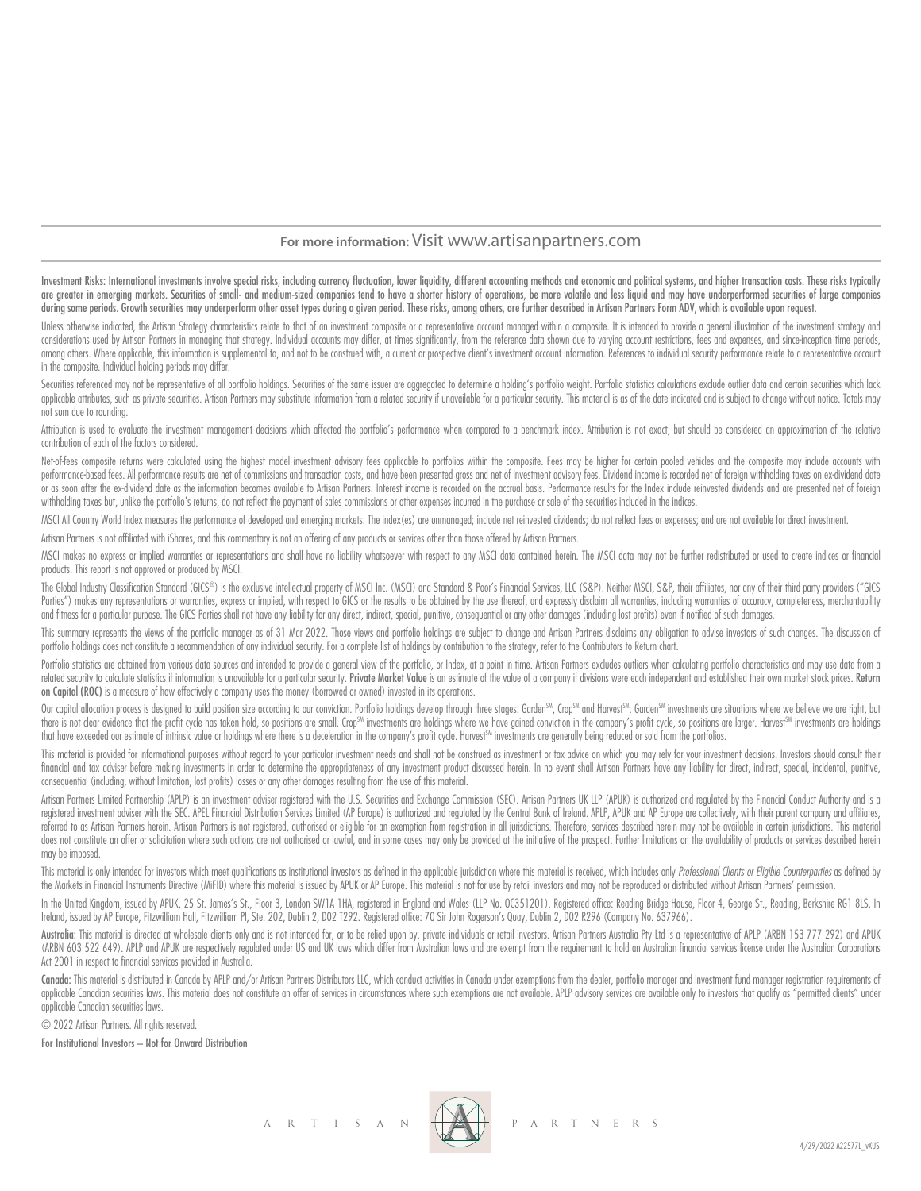**For more information:** Visit www.artisanpartners.com

**Investment Risks: International investments involve special risks, including currency fluctuation, lower liquidity, different accounting methods and economic and political systems, and higher transaction costs. These risks typically are greater in emerging markets. Securities of small- and medium-sized companies tend to have a shorter history of operations, be more volatile and less liquid and may have underperformed securities of large companies during some periods. Growth securities may underperform other asset types during a given period. These risks, among others, are further described in Artisan Partners Form ADV, which is available upon request.**

Unless otherwise indicated, the Artisan Strategy characteristics relate to that of an investment composite or a representative account managed within a composite. It is intended to provide a general illustration of the investment strategy and considerations used by Artisan Partners in managing that strategy. Individual accounts may differ, at times significantly, from the reference data shown due to varying account restrictions, fees and expenses, and since-inception time periods, among others. Where applicable, this information is supplemental to, and not to be construed with, a current or prospective client's investment account information. References to individual security performance relate to a representative account in the composite. Individual holding periods may differ.

Securities referenced may not be representative of all portfolio holdings. Securities of the same issuer are aggregated to determine a holding's portfolio weight. Portfolio statistics calculations exclude outlier data and certain securities which lack applicable attributes, such as private securities. Artisan Partners may substitute information from a related security if unavailable for a particular security. This material is as of the date indicated and is subject to change without notice. Totals may not sum due to rounding.

Attribution is used to evaluate the investment management decisions which affected the portfolio's performance when compared to a benchmark index. Attribution is not exact, but should be considered an approximation of the relative contribution of each of the factors considered.

Net-of-fees composite returns were calculated using the highest model investment advisory fees applicable to portfolios within the composite. Fees may be higher for certain pooled vehicles and the composite may include accounts with performance-based fees. All performance results are net of commissions and transaction costs, and have been presented gross and net of investment advisory fees. Dividend income is recorded net of foreign withholding taxes on ex-dividend date or as soon after the ex-dividend date as the information becomes available to Artisan Partners. Interest income is recorded on the accrual basis. Performance results for the Index include reinvested dividends and are presented net of foreign withholding taxes but, unlike the portfolio's returns, do not reflect the payment of sales commissions or other expenses incurred in the purchase or sale of the securities included in the indices.

MSCI All Country World Index measures the performance of developed and emerging markets. The index(es) are unmanaged; include net reinvested dividends; do not reflect fees or expenses; and are not available for direct investment.

Artisan Partners is not affiliated with iShares, and this commentary is not an offering of any products or services other than those offered by Artisan Partners.

MSCI makes no express or implied warranties or representations and shall have no liability whatsoever with respect to any MSCI data contained herein. The MSCI data may not be further redistributed or used to create indices or financial products. This report is not approved or produced by MSCI.

The Global Industry Classification Standard (GICS®) is the exclusive intellectual property of MSCI Inc. (MSCI) and Standard & Poor's Financial Services, LLC (S&P). Neither MSCI, S&P, their affiliates, nor any of their third party providers ("GICS Parties") makes any representations or warranties, express or implied, with respect to GICS or the results to be obtained by the use thereof, and expressly disclaim all warranties, including warranties of accuracy, completeness, merchantability and fitness for a particular purpose. The GICS Parties shall not have any liability for any direct, indirect, special, punitive, consequential or any other damages (including lost profits) even if notified of such damages.

This summary represents the views of the portfolio manager as of 31 Mar 2022. Those views and portfolio holdings are subject to change and Artisan Partners disclaims any obligation to advise investors of such changes. The discussion of portfolio holdings does not constitute a recommendation of any individual security. For a complete list of holdings by contribution to the strategy, refer to the Contributors to Return chart.

Portfolio statistics are obtained from various data sources and intended to provide a general view of the portfolio, or Index, at a point in time. Artisan Partners excludes outliers when calculating portfolio characteristics and may use data from a related security to calculate statistics if information is unavailable for a particular security. **Private Market Value** is an estimate of the value of a company if divisions were each independent and established their own market stock prices. **Return on Capital (ROC)** is a measure of how effectively a company uses the money (borrowed or owned) invested in its operations.

Our capital allocation process is designed to build position size according to our conviction. Portfolio holdings develop through three stages: Garden℠, Crop℠ and Harvest℠. Garden℠ investments are situations where we believe we are right, but there is not clear evidence that the profit cycle has taken hold, so positions are small. Crop℠ investments are holdings where we have gained conviction in the company's profit cycle, so positions are larger. Harvest℠ investments are holdings that have exceeded our estimate of intrinsic value or holdings where there is a deceleration in the company's profit cycle. Harvest℠ investments are generally being reduced or sold from the portfolios.

This material is provided for informational purposes without regard to your particular investment needs and shall not be construed as investment or tax advice on which you may rely for your investment decisions. Investors should consult their financial and tax adviser before making investments in order to determine the appropriateness of any investment product discussed herein. In no event shall Artisan Partners have any liability for direct, indirect, special, incidental, punitive, consequential (including, without limitation, lost profits) losses or any other damages resulting from the use of this material.

Artisan Partners Limited Partnership (APLP) is an investment adviser registered with the U.S. Securities and Exchange Commission (SEC). Artisan Partners UK LLP (APUK) is authorized and regulated by the Financial Conduct Authority and is a registered investment adviser with the SEC. APEL Financial Distribution Services Limited (AP Europe) is authorized and regulated by the Central Bank of Ireland. APLP, APUK and AP Europe are collectively, with their parent company and affiliates, referred to as Artisan Partners herein. Artisan Partners is not registered, authorised or eligible for an exemption from registration in all jurisdictions. Therefore, services described herein may not be available in certain jurisdictions. This material does not constitute an offer or solicitation where such actions are not authorised or lawful, and in some cases may only be provided at the initiative of the prospect. Further limitations on the availability of products or services described herein may be imposed.

This material is only intended for investors which meet qualifications as institutional investors as defined in the applicable jurisdiction where this material is received, which includes only *Professional Clients or Eligible Counterparties* as defined by the Markets in Financial Instruments Directive (MiFID) where this material is issued by APUK or AP Europe. This material is not for use by retail investors and may not be reproduced or distributed without Artisan Partners' permission.

In the United Kingdom, issued by APUK, 25 St. James's St., Floor 3, London SW1A 1HA, registered in England and Wales (LLP No. OC351201). Registered office: Reading Bridge House, Floor 4, George St., Reading, Berkshire RG1 8LS. In Ireland, issued by AP Europe, Fitzwilliam Hall, Fitzwilliam Pl, Ste. 202, Dublin 2, D02 T292. Registered office: 70 Sir John Rogerson's Quay, Dublin 2, D02 R296 (Company No. 637966).

**Australia:** This material is directed at wholesale clients only and is not intended for, or to be relied upon by, private individuals or retail investors. Artisan Partners Australia Pty Ltd is a representative of APLP (ARBN 153 777 292) and APUK (ARBN 603 522 649). APLP and APUK are respectively regulated under US and UK laws which differ from Australian laws and are exempt from the requirement to hold an Australian financial services license under the Australian Corporations Act 2001 in respect to financial services provided in Australia.

**Canada:** This material is distributed in Canada by APLP and/or Artisan Partners Distributors LLC, which conduct activities in Canada under exemptions from the dealer, portfolio manager and investment fund manager registration requirements of applicable Canadian securities laws. This material does not constitute an offer of services in circumstances where such exemptions are not available. APLP advisory services are available only to investors that qualify as "permitted clients" under applicable Canadian securities laws.

© 2022 Artisan Partners. All rights reserved.

**For Institutional Investors – Not for Onward Distribution**

A R T I S A N P A R T N E R S

4/29/2022 A22577L_vXUS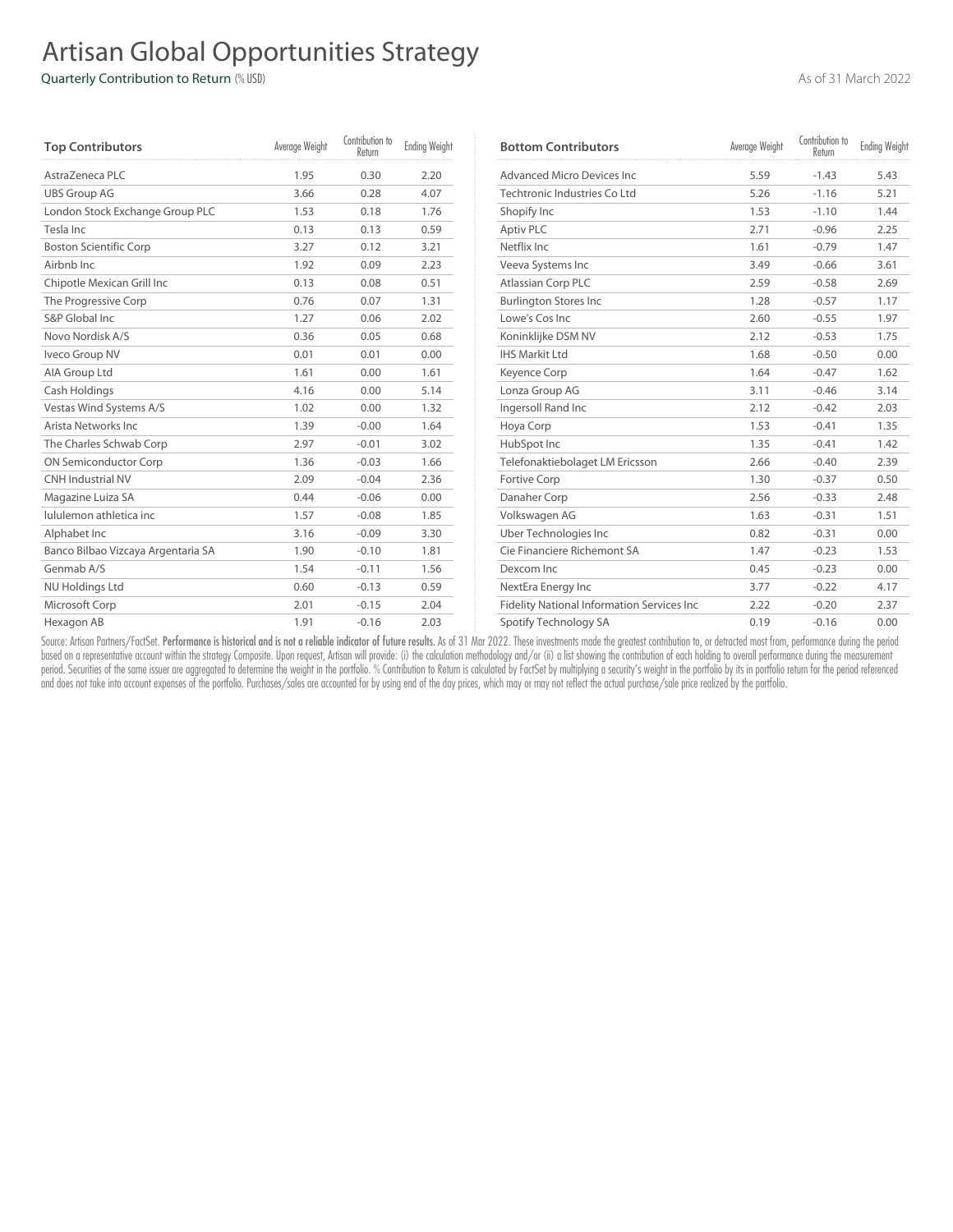# Artisan Global Opportunities Strategy

Quarterly Contribution to Return (% USD)

As of 31 March 2022

| Top Contributors | Average Weight | Contribution to Return | Ending Weight |
|---|---|---|---|
| AstraZeneca PLC | 1.95 | 0.30 | 2.20 |
| UBS Group AG | 3.66 | 0.28 | 4.07 |
| London Stock Exchange Group PLC | 1.53 | 0.18 | 1.76 |
| Tesla Inc | 0.13 | 0.13 | 0.59 |
| Boston Scientific Corp | 3.27 | 0.12 | 3.21 |
| Airbnb Inc | 1.92 | 0.09 | 2.23 |
| Chipotle Mexican Grill Inc | 0.13 | 0.08 | 0.51 |
| The Progressive Corp | 0.76 | 0.07 | 1.31 |
| S&P Global Inc | 1.27 | 0.06 | 2.02 |
| Novo Nordisk A/S | 0.36 | 0.05 | 0.68 |
| Iveco Group NV | 0.01 | 0.01 | 0.00 |
| AIA Group Ltd | 1.61 | 0.00 | 1.61 |
| Cash Holdings | 4.16 | 0.00 | 5.14 |
| Vestas Wind Systems A/S | 1.02 | 0.00 | 1.32 |
| Arista Networks Inc | 1.39 | -0.00 | 1.64 |
| The Charles Schwab Corp | 2.97 | -0.01 | 3.02 |
| ON Semiconductor Corp | 1.36 | -0.03 | 1.66 |
| CNH Industrial NV | 2.09 | -0.04 | 2.36 |
| Magazine Luiza SA | 0.44 | -0.06 | 0.00 |
| lululemon athletica inc | 1.57 | -0.08 | 1.85 |
| Alphabet Inc | 3.16 | -0.09 | 3.30 |
| Banco Bilbao Vizcaya Argentaria SA | 1.90 | -0.10 | 1.81 |
| Genmab A/S | 1.54 | -0.11 | 1.56 |
| NU Holdings Ltd | 0.60 | -0.13 | 0.59 |
| Microsoft Corp | 2.01 | -0.15 | 2.04 |
| Hexagon AB | 1.91 | -0.16 | 2.03 |

| Bottom Contributors | Average Weight | Contribution to Return | Ending Weight |
|---|---|---|---|
| Advanced Micro Devices Inc | 5.59 | -1.43 | 5.43 |
| Techtronic Industries Co Ltd | 5.26 | -1.16 | 5.21 |
| Shopify Inc | 1.53 | -1.10 | 1.44 |
| Aptiv PLC | 2.71 | -0.96 | 2.25 |
| Netflix Inc | 1.61 | -0.79 | 1.47 |
| Veeva Systems Inc | 3.49 | -0.66 | 3.61 |
| Atlassian Corp PLC | 2.59 | -0.58 | 2.69 |
| Burlington Stores Inc | 1.28 | -0.57 | 1.17 |
| Lowe's Cos Inc | 2.60 | -0.55 | 1.97 |
| Koninklijke DSM NV | 2.12 | -0.53 | 1.75 |
| IHS Markit Ltd | 1.68 | -0.50 | 0.00 |
| Keyence Corp | 1.64 | -0.47 | 1.62 |
| Lonza Group AG | 3.11 | -0.46 | 3.14 |
| Ingersoll Rand Inc | 2.12 | -0.42 | 2.03 |
| Hoya Corp | 1.53 | -0.41 | 1.35 |
| HubSpot Inc | 1.35 | -0.41 | 1.42 |
| Telefonaktiebolaget LM Ericsson | 2.66 | -0.40 | 2.39 |
| Fortive Corp | 1.30 | -0.37 | 0.50 |
| Danaher Corp | 2.56 | -0.33 | 2.48 |
| Volkswagen AG | 1.63 | -0.31 | 1.51 |
| Uber Technologies Inc | 0.82 | -0.31 | 0.00 |
| Cie Financiere Richemont SA | 1.47 | -0.23 | 1.53 |
| Dexcom Inc | 0.45 | -0.23 | 0.00 |
| NextEra Energy Inc | 3.77 | -0.22 | 4.17 |
| Fidelity National Information Services Inc | 2.22 | -0.20 | 2.37 |
| Spotify Technology SA | 0.19 | -0.16 | 0.00 |

Source: Artisan Partners/FactSet. **Performance is historical and is not a reliable indicator of future results.** As of 31 Mar 2022. These investments made the greatest contribution to, or detracted most from, performance during the period based on a representative account within the strategy Composite. Upon request, Artisan will provide: (i) the calculation methodology and/or (ii) a list showing the contribution of each holding to overall performance during the measurement period. Securities of the same issuer are aggregated to determine the weight in the portfolio. % Contribution to Return is calculated by FactSet by multiplying a security's weight in the portfolio by its in portfolio return for the period referenced and does not take into account expenses of the portfolio. Purchases/sales are accounted for by using end of the day prices, which may or may not reflect the actual purchase/sale price realized by the portfolio.